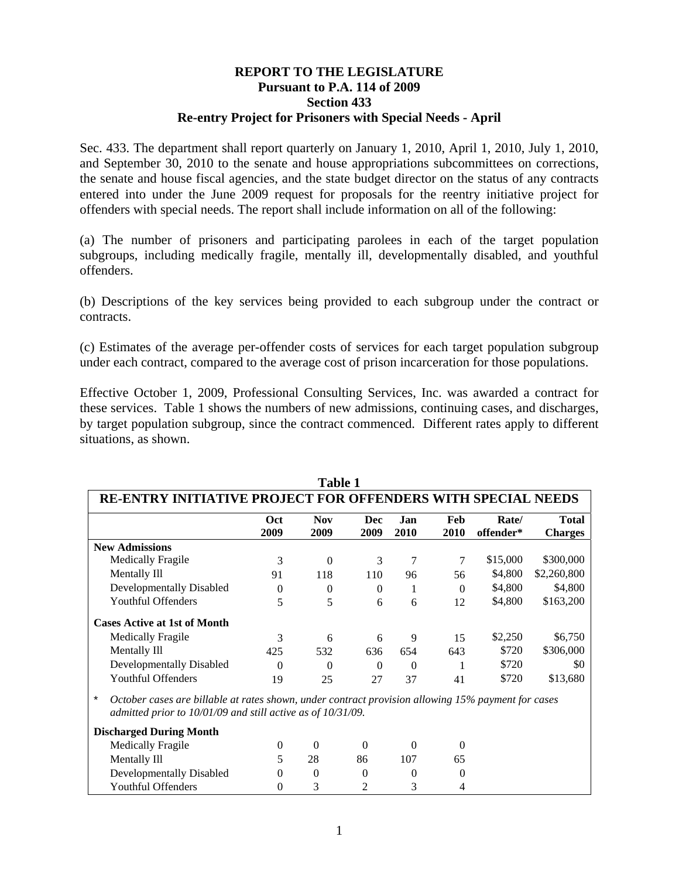**REPORT TO THE LEGISLATURE**
**Pursuant to P.A. 114 of 2009**
**Section 433**
**Re-entry Project for Prisoners with Special Needs - April**

Sec. 433. The department shall report quarterly on January 1, 2010, April 1, 2010, July 1, 2010, and September 30, 2010 to the senate and house appropriations subcommittees on corrections, the senate and house fiscal agencies, and the state budget director on the status of any contracts entered into under the June 2009 request for proposals for the reentry initiative project for offenders with special needs. The report shall include information on all of the following:

(a) The number of prisoners and participating parolees in each of the target population subgroups, including medically fragile, mentally ill, developmentally disabled, and youthful offenders.

(b) Descriptions of the key services being provided to each subgroup under the contract or contracts.

(c) Estimates of the average per-offender costs of services for each target population subgroup under each contract, compared to the average cost of prison incarceration for those populations.

Effective October 1, 2009, Professional Consulting Services, Inc. was awarded a contract for these services. Table 1 shows the numbers of new admissions, continuing cases, and discharges, by target population subgroup, since the contract commenced. Different rates apply to different situations, as shown.

**Table 1**

**RE-ENTRY INITIATIVE PROJECT FOR OFFENDERS WITH SPECIAL NEEDS**

| | Oct 2009 | Nov 2009 | Dec 2009 | Jan 2010 | Feb 2010 | Rate/ offender* | Total Charges |
|---|---|---|---|---|---|---|---|
| **New Admissions** | | | | | | | |
| Medically Fragile | 3 | 0 | 3 | 7 | 7 | $15,000 | $300,000 |
| Mentally Ill | 91 | 118 | 110 | 96 | 56 | $4,800 | $2,260,800 |
| Developmentally Disabled | 0 | 0 | 0 | 1 | 0 | $4,800 | $4,800 |
| Youthful Offenders | 5 | 5 | 6 | 6 | 12 | $4,800 | $163,200 |
| **Cases Active at 1st of Month** | | | | | | | |
| Medically Fragile | 3 | 6 | 6 | 9 | 15 | $2,250 | $6,750 |
| Mentally Ill | 425 | 532 | 636 | 654 | 643 | $720 | $306,000 |
| Developmentally Disabled | 0 | 0 | 0 | 0 | 1 | $720 | $0 |
| Youthful Offenders | 19 | 25 | 27 | 37 | 41 | $720 | $13,680 |
| **Discharged During Month** | | | | | | | |
| Medically Fragile | 0 | 0 | 0 | 0 | 0 | | |
| Mentally Ill | 5 | 28 | 86 | 107 | 65 | | |
| Developmentally Disabled | 0 | 0 | 0 | 0 | 0 | | |
| Youthful Offenders | 0 | 3 | 2 | 3 | 4 | | |

\* *October cases are billable at rates shown, under contract provision allowing 15% payment for cases admitted prior to 10/01/09 and still active as of 10/31/09.*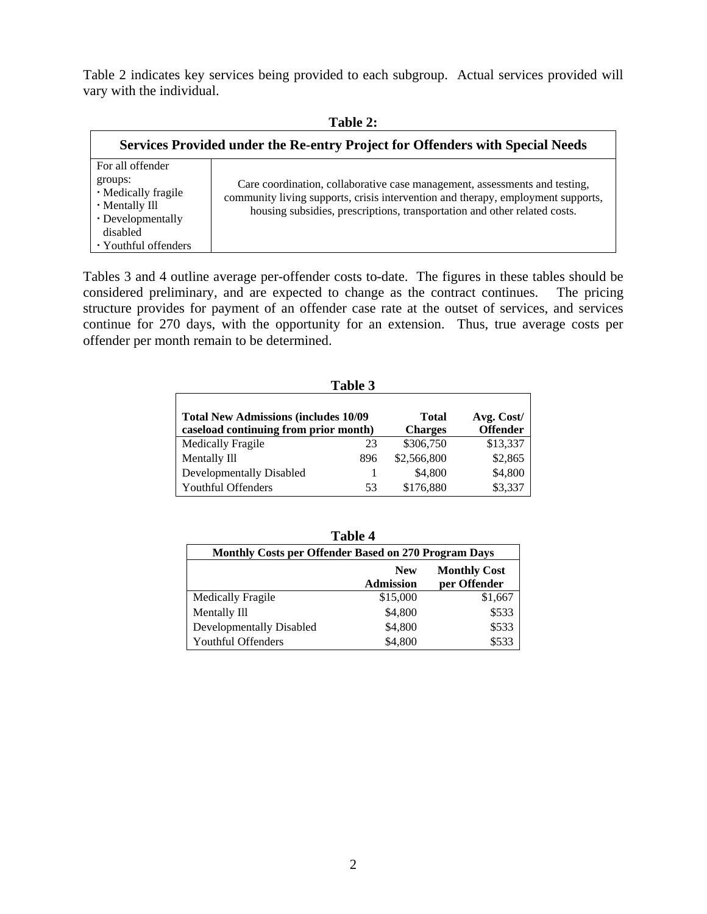Table 2 indicates key services being provided to each subgroup. Actual services provided will vary with the individual.

**Table 2:**

| Services Provided under the Re-entry Project for Offenders with Special Needs | |
|---|---|
| For all offender groups:<br>· Medically fragile<br>· Mentally Ill<br>· Developmentally disabled<br>· Youthful offenders | Care coordination, collaborative case management, assessments and testing, community living supports, crisis intervention and therapy, employment supports, housing subsidies, prescriptions, transportation and other related costs. |

Tables 3 and 4 outline average per-offender costs to-date. The figures in these tables should be considered preliminary, and are expected to change as the contract continues. The pricing structure provides for payment of an offender case rate at the outset of services, and services continue for 270 days, with the opportunity for an extension. Thus, true average costs per offender per month remain to be determined.

**Table 3**

| Total New Admissions (includes 10/09 caseload continuing from prior month) | | Total Charges | Avg. Cost/ Offender |
|---|---|---|---|
| Medically Fragile | 23 | $306,750 | $13,337 |
| Mentally Ill | 896 | $2,566,800 | $2,865 |
| Developmentally Disabled | 1 | $4,800 | $4,800 |
| Youthful Offenders | 53 | $176,880 | $3,337 |

**Table 4**

| Monthly Costs per Offender Based on 270 Program Days | | |
|---|---|---|
| | New Admission | Monthly Cost per Offender |
| Medically Fragile | $15,000 | $1,667 |
| Mentally Ill | $4,800 | $533 |
| Developmentally Disabled | $4,800 | $533 |
| Youthful Offenders | $4,800 | $533 |